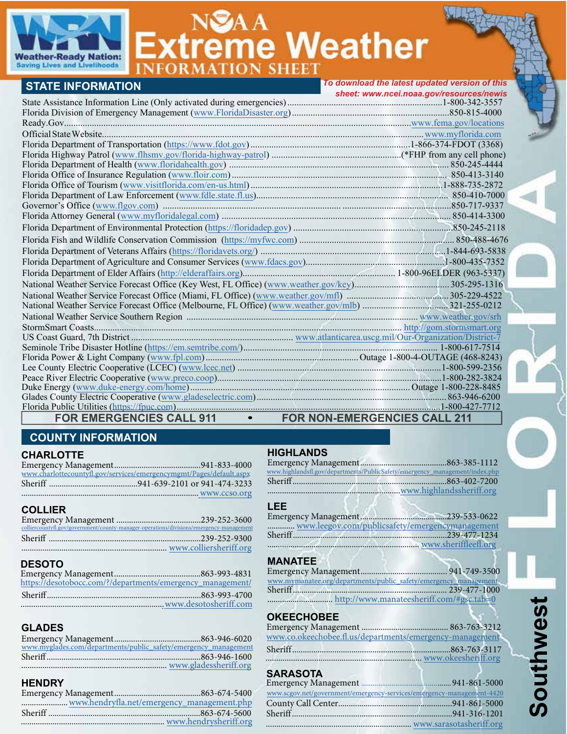# NOAA Extreme Weather INFORMATION SHEET

Weather-Ready Nation: Saving Lives and Livelihoods

FLORIDA

Southwest

## STATE INFORMATION

*To download the latest updated version of this sheet: www.ncei.noaa.gov/resources/newis*

| | |
|---|---|
| State Assistance Information Line (Only activated during emergencies) | 1-800-342-3557 |
| Florida Division of Emergency Management (www.FloridaDisaster.org) | 850-815-4000 |
| Ready.Gov | www.fema.gov/locations |
| Official State Website | www.myflorida.com |
| Florida Department of Transportation (https://www.fdot.gov) | 1-866-374-FDOT (3368) |
| Florida Highway Patrol (www.flhsmv.gov/florida-highway-patrol) | (*FHP from any cell phone) |
| Florida Department of Health (www.floridahealth.gov) | 850-245-4444 |
| Florida Office of Insurance Regulation (www.floir.com) | 850-413-3140 |
| Florida Office of Tourism (www.visitflorida.com/en-us.html) | 1-888-735-2872 |
| Florida Department of Law Enforcement (www.fdle.state.fl.us) | 850-410-7000 |
| Governor's Office (www.flgov.com) | 850-717-9337 |
| Florida Attorney General (www.myfloridalegal.com) | 850-414-3300 |
| Florida Department of Environmental Protection (https://floridadep.gov) | 850-245-2118 |
| Florida Fish and Wildlife Conservation Commission (https://myfwc.com) | 850-488-4676 |
| Florida Department of Veterans Affairs (https://floridavets.org/) | 1-844-693-5838 |
| Florida Department of Agriculture and Consumer Services (www.fdacs.gov) | 1-800-435-7352 |
| Florida Department of Elder Affairs (http://elderaffairs.org) | 1-800-96ELDER (963-5337) |
| National Weather Service Forecast Office (Key West, FL Office) (www.weather.gov/key) | 305-295-1316 |
| National Weather Service Forecast Office (Miami, FL Office) (www.weather.gov/mfl) | 305-229-4522 |
| National Weather Service Forecast Office (Melbourne, FL Office) (www.weather.gov/mlb) | 321-255-0212 |
| National Weather Service Southern Region | www.weather.gov/srh |
| StormSmart Coasts | http://gom.stormsmart.org |
| US Coast Guard, 7th District | www.atlanticarea.uscg.mil/Our-Organization/District-7 |
| Seminole Tribe Disaster Hotline (https://em.semtribe.com/) | 1-800-617-7514 |
| Florida Power & Light Company (www.fpl.com) | Outage 1-800-4-OUTAGE (468-8243) |
| Lee County Electric Cooperative (LCEC) (www.lcec.net) | 1-800-599-2356 |
| Peace River Electric Cooperative (www.preco.coop) | 1-800-282-3824 |
| Duke Energy (www.duke-energy.com/home) | Outage 1-800-228-8485 |
| Glades County Electric Cooperative (www.gladeselectric.com) | 863-946-6200 |
| Florida Public Utilities (https://fpuc.com) | 1-800-427-7712 |

**FOR EMERGENCIES CALL 911 • FOR NON-EMERGENCIES CALL 211**

## COUNTY INFORMATION

### CHARLOTTE
Emergency Management ........ 941-833-4000
www.charlottecountyfl.gov/services/emergencymgmt/Pages/default.aspx
Sheriff ........ 941-639-2101 or 941-474-3233
www.ccso.org

### COLLIER
Emergency Management ........ 239-252-3600
colliercountyfl.gov/government/county-manager-operations/divisions/emergency-management
Sheriff ........ 239-252-9300
www.colliersheriff.org

### DESOTO
Emergency Management ........ 863-993-4831
https://desotobocc.com/?/departments/emergency_management/
Sheriff ........ 863-993-4700
www.desotosheriff.com

### GLADES
Emergency Management ........ 863-946-6020
www.myglades.com/departments/public_safety/emergency_management
Sheriff ........ 863-946-1600
www.gladessheriff.org

### HENDRY
Emergency Management ........ 863-674-5400
www.hendryfla.net/emergency_management.php
Sheriff ........ 863-674-5600
www.hendrysheriff.org

### HIGHLANDS
Emergency Management ........ 863-385-1112
www.highlandsfl.gov/departments/PublicSafety/emergency_management/index.php
Sheriff ........ 863-402-7200
www.highlandssheriff.org

### LEE
Emergency Management ........ 239-533-0622
www.leegov.com/publicsafety/emergencymanagement
Sheriff ........ 239-477-1234
www.sheriffleefl.org

### MANATEE
Emergency Management ........ 941-749-3500
www.mymanatee.org/departments/public_safety/emergency_management
Sheriff ........ 239-477-1000
http://www.manateesheriff.com/#gsc.tab=0

### OKEECHOBEE
Emergency Management ........ 863-763-3212
www.co.okeechobee.fl.us/departments/emergency-management
Sheriff ........ 863-763-3117
www.okeesheriff.org

### SARASOTA
Emergency Management ........ 941-861-5000
www.scgov.net/government/emergency-services/emergency-management-4420
County Call Center ........ 941-861-5000
Sheriff ........ 941-316-1201
www.sarasotasheriff.org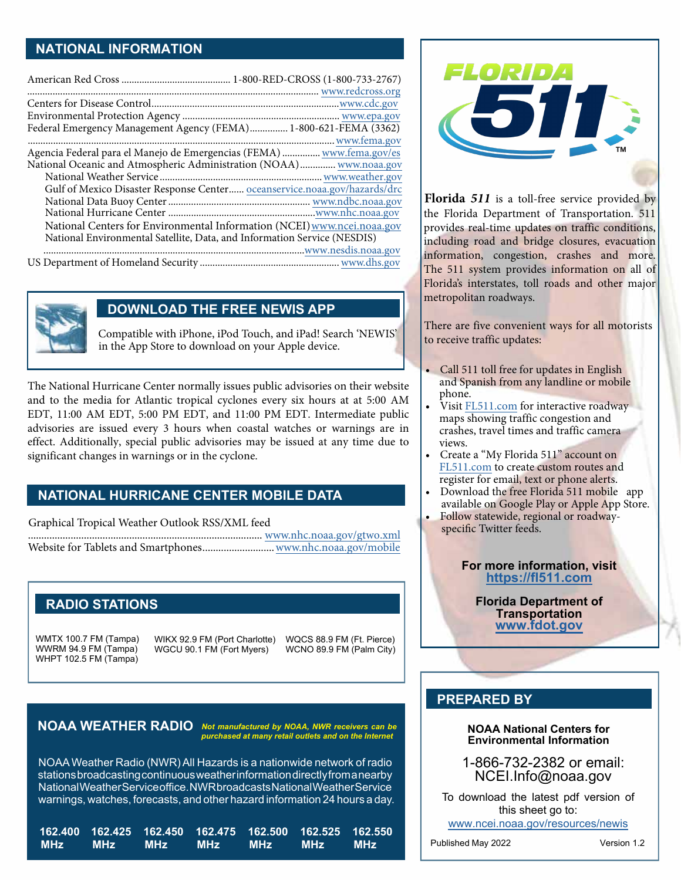## NATIONAL INFORMATION

American Red Cross .......................................... 1-800-RED-CROSS (1-800-733-2767) ................................................................................................................ www.redcross.org
Centers for Disease Control........................................................................www.cdc.gov
Environmental Protection Agency ............................................................. www.epa.gov
Federal Emergency Management Agency (FEMA).............. 1-800-621-FEMA (3362) ...................................................................................................................... www.fema.gov
Agencia Federal para el Manejo de Emergencias (FEMA) .............. www.fema.gov/es
National Oceanic and Atmospheric Administration (NOAA)............. www.noaa.gov
- National Weather Service ............................................................. www.weather.gov
- Gulf of Mexico Disaster Response Center...... oceanservice.noaa.gov/hazards/drc
- National Data Buoy Center ....................................................... www.ndbc.noaa.gov
- National Hurricane Center .........................................................www.nhc.noaa.gov
- National Centers for Environmental Information (NCEI) www.ncei.noaa.gov
- National Environmental Satellite, Data, and Information Service (NESDIS) .....................................................................................................www.nesdis.noaa.gov

US Department of Homeland Security ...................................................... www.dhs.gov

## DOWNLOAD THE FREE NEWIS APP

Compatible with iPhone, iPod Touch, and iPad! Search 'NEWIS' in the App Store to download on your Apple device.

The National Hurricane Center normally issues public advisories on their website and to the media for Atlantic tropical cyclones every six hours at at 5:00 AM EDT, 11:00 AM EDT, 5:00 PM EDT, and 11:00 PM EDT. Intermediate public advisories are issued every 3 hours when coastal watches or warnings are in effect. Additionally, special public advisories may be issued at any time due to significant changes in warnings or in the cyclone.

## NATIONAL HURRICANE CENTER MOBILE DATA

Graphical Tropical Weather Outlook RSS/XML feed ........................................................................................ www.nhc.noaa.gov/gtwo.xml
Website for Tablets and Smartphones........................... www.nhc.noaa.gov/mobile

## RADIO STATIONS

WMTX 100.7 FM (Tampa)
WWRM 94.9 FM (Tampa)
WHPT 102.5 FM (Tampa)
WIKX 92.9 FM (Port Charlotte)
WGCU 90.1 FM (Fort Myers)
WQCS 88.9 FM (Ft. Pierce)
WCNO 89.9 FM (Palm City)

## NOAA WEATHER RADIO

*Not manufactured by NOAA, NWR receivers can be purchased at many retail outlets and on the Internet*

NOAA Weather Radio (NWR) All Hazards is a nationwide network of radio stations broadcasting continuous weather information directly from a nearby National Weather Service office. NWR broadcasts National Weather Service warnings, watches, forecasts, and other hazard information 24 hours a day.

**162.400 MHz | 162.425 MHz | 162.450 MHz | 162.475 MHz | 162.500 MHz | 162.525 MHz | 162.550 MHz**

FLORIDA 511™

**Florida *511*** is a toll-free service provided by the Florida Department of Transportation. 511 provides real-time updates on traffic conditions, including road and bridge closures, evacuation information, congestion, crashes and more. The 511 system provides information on all of Florida's interstates, toll roads and other major metropolitan roadways.

There are five convenient ways for all motorists to receive traffic updates:

- Call 511 toll free for updates in English and Spanish from any landline or mobile phone.
- Visit FL511.com for interactive roadway maps showing traffic congestion and crashes, travel times and traffic camera views.
- Create a "My Florida 511" account on FL511.com to create custom routes and register for email, text or phone alerts.
- Download the free Florida 511 mobile app available on Google Play or Apple App Store.
- Follow statewide, regional or roadway-specific Twitter feeds.

**For more information, visit https://fl511.com**

**Florida Department of Transportation**
**www.fdot.gov**

## PREPARED BY

**NOAA National Centers for Environmental Information**

1-866-732-2382 or email: NCEI.Info@noaa.gov

To download the latest pdf version of this sheet go to: www.ncei.noaa.gov/resources/newis

Published May 2022 Version 1.2